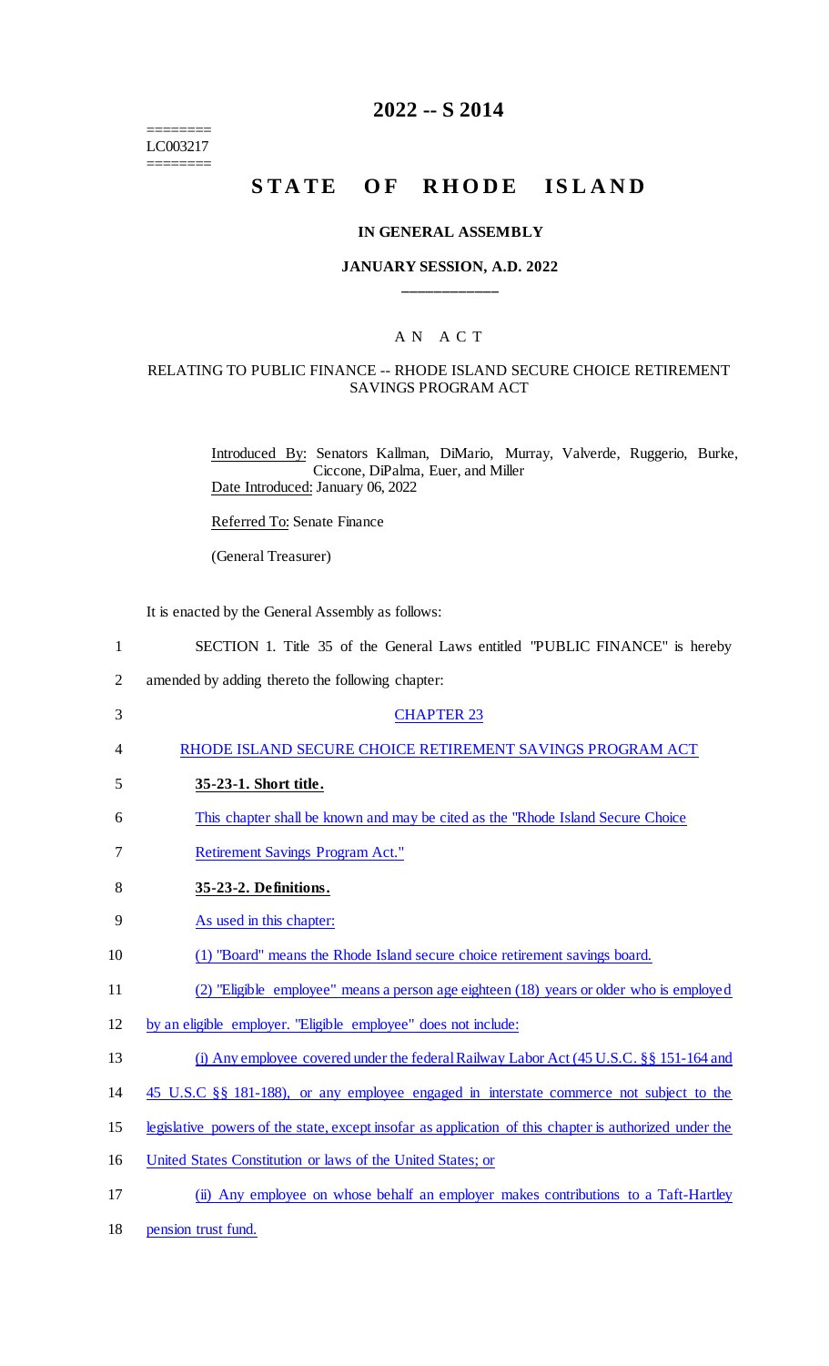========
LC003217
========

# 2022 -- S 2014

# STATE OF RHODE ISLAND

### IN GENERAL ASSEMBLY

### JANUARY SESSION, A.D. 2022

---

## A N A C T

### RELATING TO PUBLIC FINANCE -- RHODE ISLAND SECURE CHOICE RETIREMENT SAVINGS PROGRAM ACT

Introduced By: Senators Kallman, DiMario, Murray, Valverde, Ruggerio, Burke, Ciccone, DiPalma, Euer, and Miller

Date Introduced: January 06, 2022

Referred To: Senate Finance

(General Treasurer)

It is enacted by the General Assembly as follows:

SECTION 1. Title 35 of the General Laws entitled "PUBLIC FINANCE" is hereby amended by adding thereto the following chapter:

CHAPTER 23

RHODE ISLAND SECURE CHOICE RETIREMENT SAVINGS PROGRAM ACT

**35-23-1. Short title.**

This chapter shall be known and may be cited as the "Rhode Island Secure Choice Retirement Savings Program Act."

**35-23-2. Definitions.**

As used in this chapter:

(1) "Board" means the Rhode Island secure choice retirement savings board.

(2) "Eligible employee" means a person age eighteen (18) years or older who is employed by an eligible employer. "Eligible employee" does not include:

(i) Any employee covered under the federal Railway Labor Act (45 U.S.C. §§ 151-164 and 45 U.S.C §§ 181-188), or any employee engaged in interstate commerce not subject to the legislative powers of the state, except insofar as application of this chapter is authorized under the United States Constitution or laws of the United States; or

(ii) Any employee on whose behalf an employer makes contributions to a Taft-Hartley pension trust fund.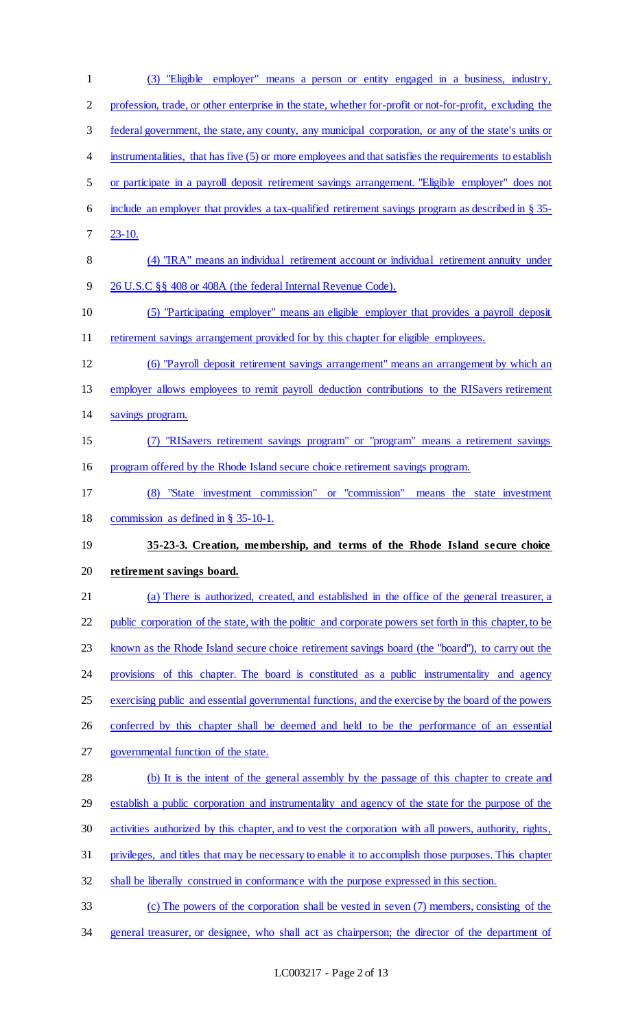(3) "Eligible employer" means a person or entity engaged in a business, industry, profession, trade, or other enterprise in the state, whether for-profit or not-for-profit, excluding the federal government, the state, any county, any municipal corporation, or any of the state's units or instrumentalities, that has five (5) or more employees and that satisfies the requirements to establish or participate in a payroll deposit retirement savings arrangement. "Eligible employer" does not include an employer that provides a tax-qualified retirement savings program as described in § 35-23-10.

(4) "IRA" means an individual retirement account or individual retirement annuity under 26 U.S.C §§ 408 or 408A (the federal Internal Revenue Code).

(5) "Participating employer" means an eligible employer that provides a payroll deposit retirement savings arrangement provided for by this chapter for eligible employees.

(6) "Payroll deposit retirement savings arrangement" means an arrangement by which an employer allows employees to remit payroll deduction contributions to the RISavers retirement savings program.

(7) "RISavers retirement savings program" or "program" means a retirement savings program offered by the Rhode Island secure choice retirement savings program.

(8) "State investment commission" or "commission" means the state investment commission as defined in § 35-10-1.

**35-23-3. Creation, membership, and terms of the Rhode Island secure choice retirement savings board.**

(a) There is authorized, created, and established in the office of the general treasurer, a public corporation of the state, with the politic and corporate powers set forth in this chapter, to be known as the Rhode Island secure choice retirement savings board (the "board"), to carry out the provisions of this chapter. The board is constituted as a public instrumentality and agency exercising public and essential governmental functions, and the exercise by the board of the powers conferred by this chapter shall be deemed and held to be the performance of an essential governmental function of the state.

(b) It is the intent of the general assembly by the passage of this chapter to create and establish a public corporation and instrumentality and agency of the state for the purpose of the activities authorized by this chapter, and to vest the corporation with all powers, authority, rights, privileges, and titles that may be necessary to enable it to accomplish those purposes. This chapter shall be liberally construed in conformance with the purpose expressed in this section.

(c) The powers of the corporation shall be vested in seven (7) members, consisting of the general treasurer, or designee, who shall act as chairperson; the director of the department of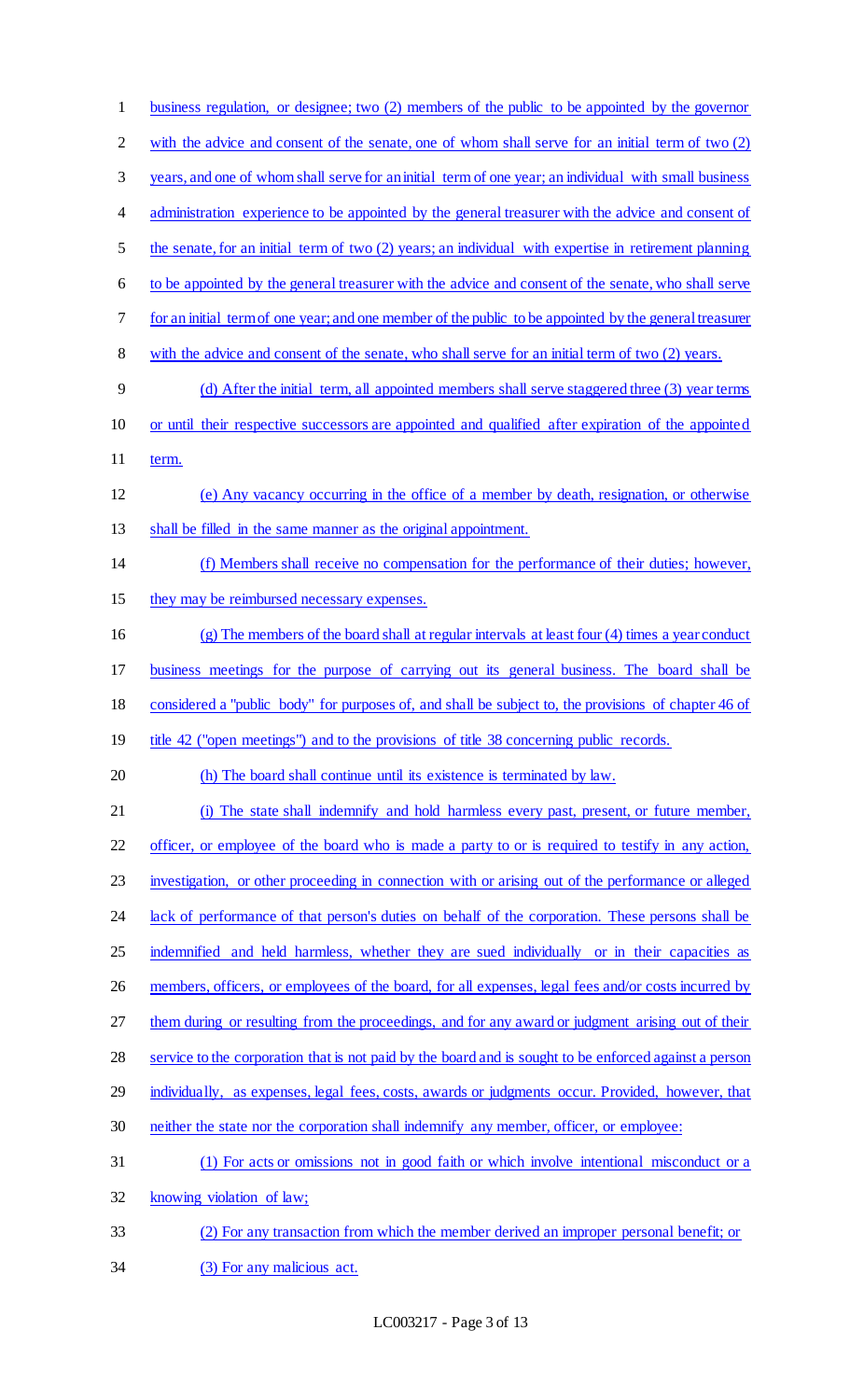business regulation, or designee; two (2) members of the public to be appointed by the governor with the advice and consent of the senate, one of whom shall serve for an initial term of two (2) years, and one of whom shall serve for an initial term of one year; an individual with small business administration experience to be appointed by the general treasurer with the advice and consent of the senate, for an initial term of two (2) years; an individual with expertise in retirement planning to be appointed by the general treasurer with the advice and consent of the senate, who shall serve for an initial term of one year; and one member of the public to be appointed by the general treasurer with the advice and consent of the senate, who shall serve for an initial term of two (2) years.

(d) After the initial term, all appointed members shall serve staggered three (3) year terms or until their respective successors are appointed and qualified after expiration of the appointed term.

(e) Any vacancy occurring in the office of a member by death, resignation, or otherwise shall be filled in the same manner as the original appointment.

(f) Members shall receive no compensation for the performance of their duties; however, they may be reimbursed necessary expenses.

(g) The members of the board shall at regular intervals at least four (4) times a year conduct business meetings for the purpose of carrying out its general business. The board shall be considered a "public body" for purposes of, and shall be subject to, the provisions of chapter 46 of title 42 ("open meetings") and to the provisions of title 38 concerning public records.

(h) The board shall continue until its existence is terminated by law.

(i) The state shall indemnify and hold harmless every past, present, or future member, officer, or employee of the board who is made a party to or is required to testify in any action, investigation, or other proceeding in connection with or arising out of the performance or alleged lack of performance of that person's duties on behalf of the corporation. These persons shall be indemnified and held harmless, whether they are sued individually or in their capacities as members, officers, or employees of the board, for all expenses, legal fees and/or costs incurred by them during or resulting from the proceedings, and for any award or judgment arising out of their service to the corporation that is not paid by the board and is sought to be enforced against a person individually, as expenses, legal fees, costs, awards or judgments occur. Provided, however, that neither the state nor the corporation shall indemnify any member, officer, or employee:

(1) For acts or omissions not in good faith or which involve intentional misconduct or a knowing violation of law;

(2) For any transaction from which the member derived an improper personal benefit; or

(3) For any malicious act.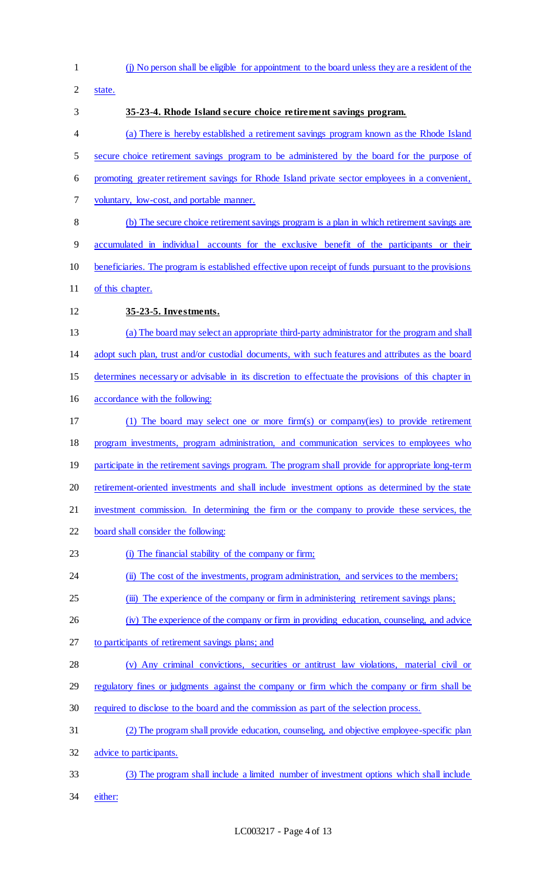(j) No person shall be eligible for appointment to the board unless they are a resident of the state.

**35-23-4. Rhode Island secure choice retirement savings program.**

(a) There is hereby established a retirement savings program known as the Rhode Island secure choice retirement savings program to be administered by the board for the purpose of promoting greater retirement savings for Rhode Island private sector employees in a convenient, voluntary, low-cost, and portable manner.

(b) The secure choice retirement savings program is a plan in which retirement savings are accumulated in individual accounts for the exclusive benefit of the participants or their beneficiaries. The program is established effective upon receipt of funds pursuant to the provisions of this chapter.

**35-23-5. Investments.**

(a) The board may select an appropriate third-party administrator for the program and shall adopt such plan, trust and/or custodial documents, with such features and attributes as the board determines necessary or advisable in its discretion to effectuate the provisions of this chapter in accordance with the following:

(1) The board may select one or more firm(s) or company(ies) to provide retirement program investments, program administration, and communication services to employees who participate in the retirement savings program. The program shall provide for appropriate long-term retirement-oriented investments and shall include investment options as determined by the state investment commission. In determining the firm or the company to provide these services, the board shall consider the following:

(i) The financial stability of the company or firm;

(ii) The cost of the investments, program administration, and services to the members;

(iii) The experience of the company or firm in administering retirement savings plans;

(iv) The experience of the company or firm in providing education, counseling, and advice to participants of retirement savings plans; and

(v) Any criminal convictions, securities or antitrust law violations, material civil or regulatory fines or judgments against the company or firm which the company or firm shall be required to disclose to the board and the commission as part of the selection process.

(2) The program shall provide education, counseling, and objective employee-specific plan advice to participants.

(3) The program shall include a limited number of investment options which shall include either: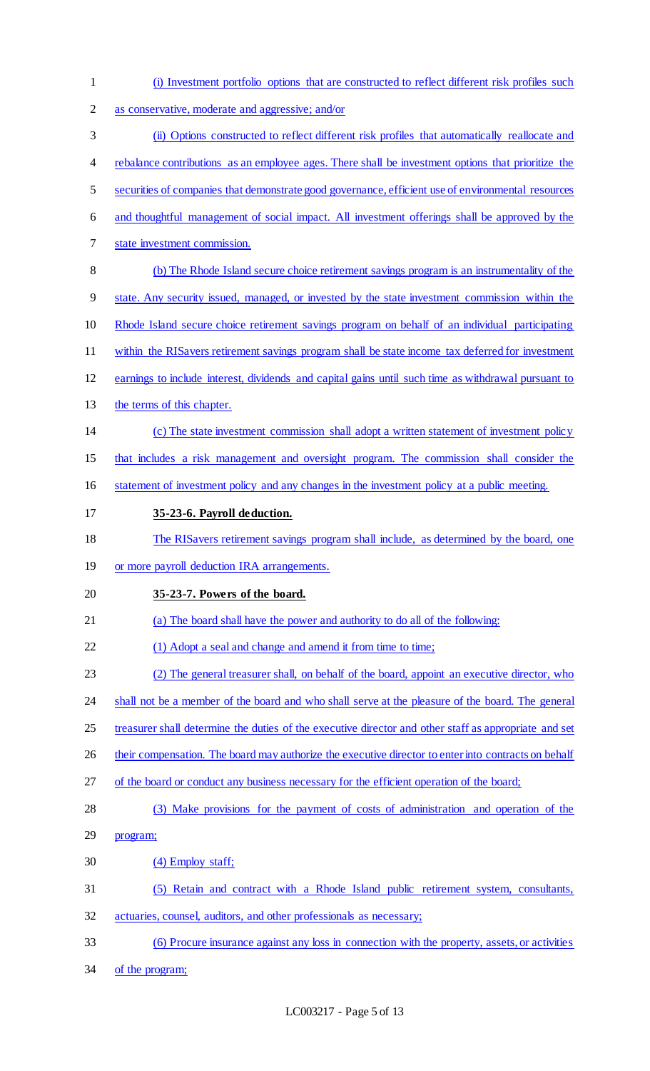(i) Investment portfolio options that are constructed to reflect different risk profiles such as conservative, moderate and aggressive; and/or

(ii) Options constructed to reflect different risk profiles that automatically reallocate and rebalance contributions as an employee ages. There shall be investment options that prioritize the securities of companies that demonstrate good governance, efficient use of environmental resources and thoughtful management of social impact. All investment offerings shall be approved by the state investment commission.

(b) The Rhode Island secure choice retirement savings program is an instrumentality of the state. Any security issued, managed, or invested by the state investment commission within the Rhode Island secure choice retirement savings program on behalf of an individual participating within the RISavers retirement savings program shall be state income tax deferred for investment earnings to include interest, dividends and capital gains until such time as withdrawal pursuant to the terms of this chapter.

(c) The state investment commission shall adopt a written statement of investment policy that includes a risk management and oversight program. The commission shall consider the statement of investment policy and any changes in the investment policy at a public meeting.

**35-23-6. Payroll deduction.**

The RISavers retirement savings program shall include, as determined by the board, one or more payroll deduction IRA arrangements.

**35-23-7. Powers of the board.**

(a) The board shall have the power and authority to do all of the following:

(1) Adopt a seal and change and amend it from time to time;

(2) The general treasurer shall, on behalf of the board, appoint an executive director, who shall not be a member of the board and who shall serve at the pleasure of the board. The general treasurer shall determine the duties of the executive director and other staff as appropriate and set their compensation. The board may authorize the executive director to enter into contracts on behalf of the board or conduct any business necessary for the efficient operation of the board;

(3) Make provisions for the payment of costs of administration and operation of the program;

(4) Employ staff;

(5) Retain and contract with a Rhode Island public retirement system, consultants, actuaries, counsel, auditors, and other professionals as necessary;

(6) Procure insurance against any loss in connection with the property, assets, or activities of the program;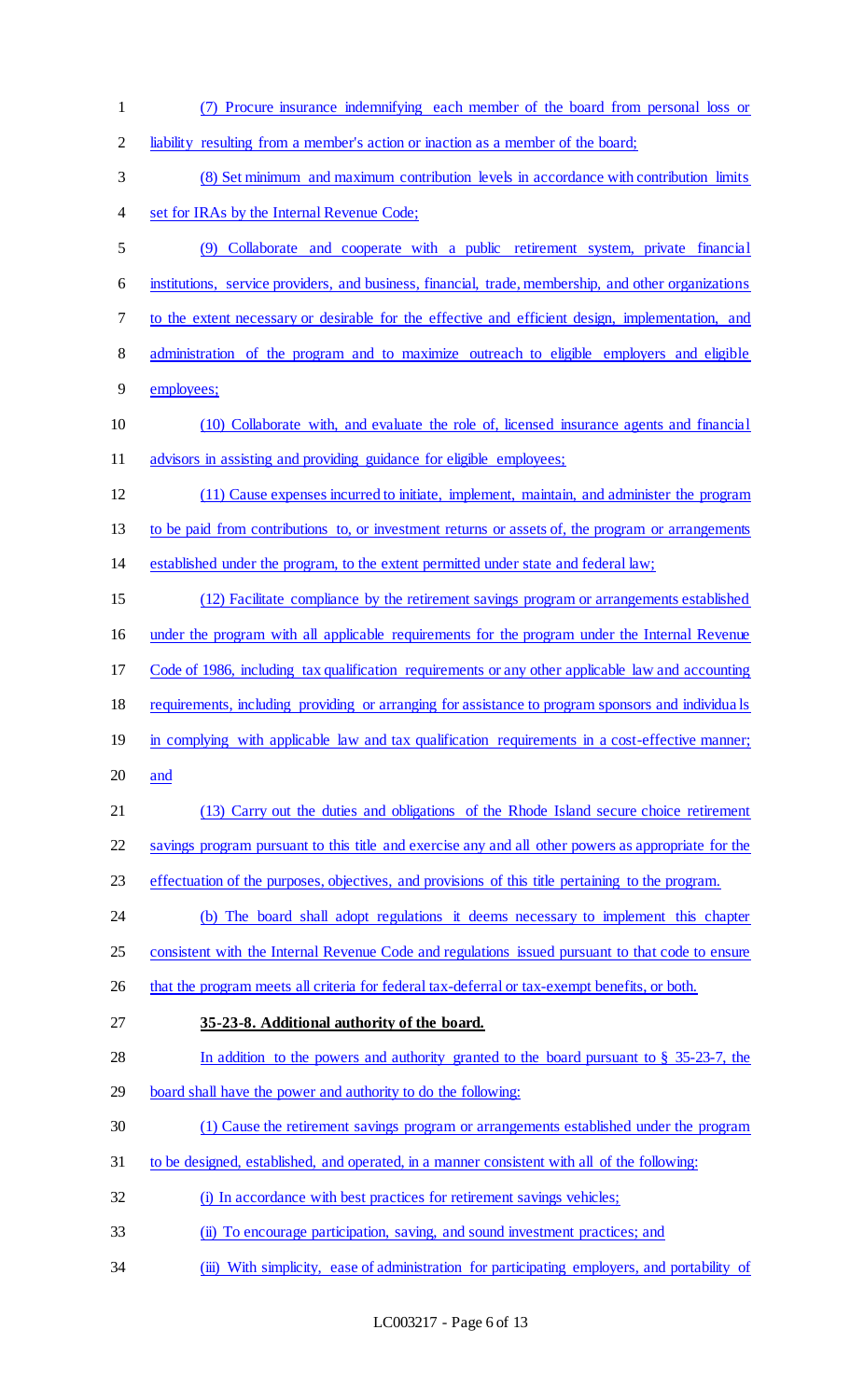(7) Procure insurance indemnifying each member of the board from personal loss or liability resulting from a member's action or inaction as a member of the board;

(8) Set minimum and maximum contribution levels in accordance with contribution limits set for IRAs by the Internal Revenue Code;

(9) Collaborate and cooperate with a public retirement system, private financial institutions, service providers, and business, financial, trade, membership, and other organizations to the extent necessary or desirable for the effective and efficient design, implementation, and administration of the program and to maximize outreach to eligible employers and eligible employees;

(10) Collaborate with, and evaluate the role of, licensed insurance agents and financial advisors in assisting and providing guidance for eligible employees;

(11) Cause expenses incurred to initiate, implement, maintain, and administer the program to be paid from contributions to, or investment returns or assets of, the program or arrangements established under the program, to the extent permitted under state and federal law;

(12) Facilitate compliance by the retirement savings program or arrangements established under the program with all applicable requirements for the program under the Internal Revenue Code of 1986, including tax qualification requirements or any other applicable law and accounting requirements, including providing or arranging for assistance to program sponsors and individuals in complying with applicable law and tax qualification requirements in a cost-effective manner; and

(13) Carry out the duties and obligations of the Rhode Island secure choice retirement savings program pursuant to this title and exercise any and all other powers as appropriate for the effectuation of the purposes, objectives, and provisions of this title pertaining to the program.

(b) The board shall adopt regulations it deems necessary to implement this chapter consistent with the Internal Revenue Code and regulations issued pursuant to that code to ensure that the program meets all criteria for federal tax-deferral or tax-exempt benefits, or both.

**35-23-8. Additional authority of the board.**

In addition to the powers and authority granted to the board pursuant to § 35-23-7, the board shall have the power and authority to do the following:

(1) Cause the retirement savings program or arrangements established under the program to be designed, established, and operated, in a manner consistent with all of the following:

(i) In accordance with best practices for retirement savings vehicles;

(ii) To encourage participation, saving, and sound investment practices; and

(iii) With simplicity, ease of administration for participating employers, and portability of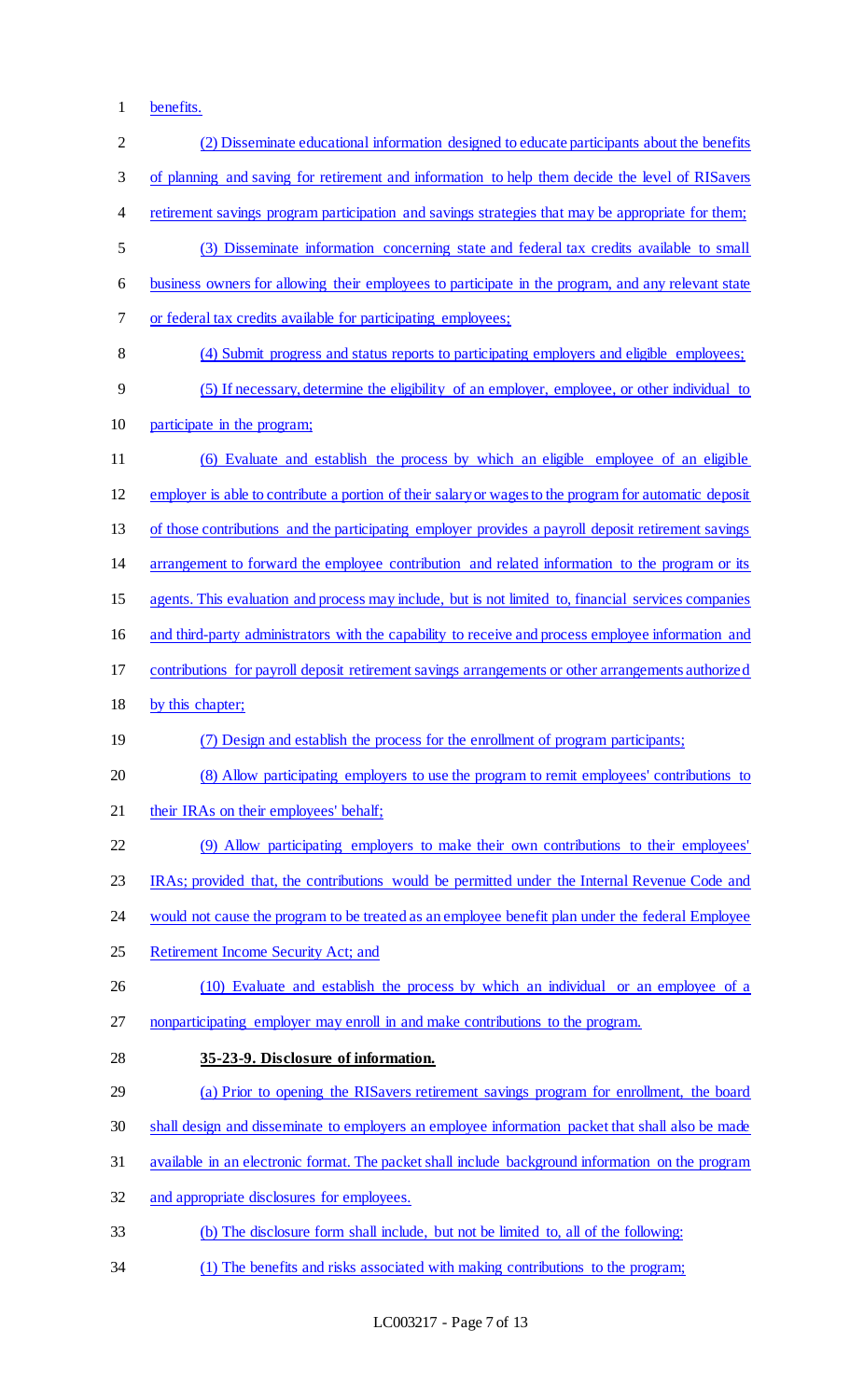benefits.

(2) Disseminate educational information designed to educate participants about the benefits of planning and saving for retirement and information to help them decide the level of RISavers retirement savings program participation and savings strategies that may be appropriate for them;

(3) Disseminate information concerning state and federal tax credits available to small business owners for allowing their employees to participate in the program, and any relevant state or federal tax credits available for participating employees;

(4) Submit progress and status reports to participating employers and eligible employees;

(5) If necessary, determine the eligibility of an employer, employee, or other individual to participate in the program;

(6) Evaluate and establish the process by which an eligible employee of an eligible employer is able to contribute a portion of their salary or wages to the program for automatic deposit of those contributions and the participating employer provides a payroll deposit retirement savings arrangement to forward the employee contribution and related information to the program or its agents. This evaluation and process may include, but is not limited to, financial services companies and third-party administrators with the capability to receive and process employee information and contributions for payroll deposit retirement savings arrangements or other arrangements authorized by this chapter;

(7) Design and establish the process for the enrollment of program participants;

(8) Allow participating employers to use the program to remit employees' contributions to their IRAs on their employees' behalf;

(9) Allow participating employers to make their own contributions to their employees' IRAs; provided that, the contributions would be permitted under the Internal Revenue Code and would not cause the program to be treated as an employee benefit plan under the federal Employee Retirement Income Security Act; and

(10) Evaluate and establish the process by which an individual or an employee of a nonparticipating employer may enroll in and make contributions to the program.

**35-23-9. Disclosure of information.**

(a) Prior to opening the RISavers retirement savings program for enrollment, the board shall design and disseminate to employers an employee information packet that shall also be made available in an electronic format. The packet shall include background information on the program and appropriate disclosures for employees.

(b) The disclosure form shall include, but not be limited to, all of the following:

(1) The benefits and risks associated with making contributions to the program;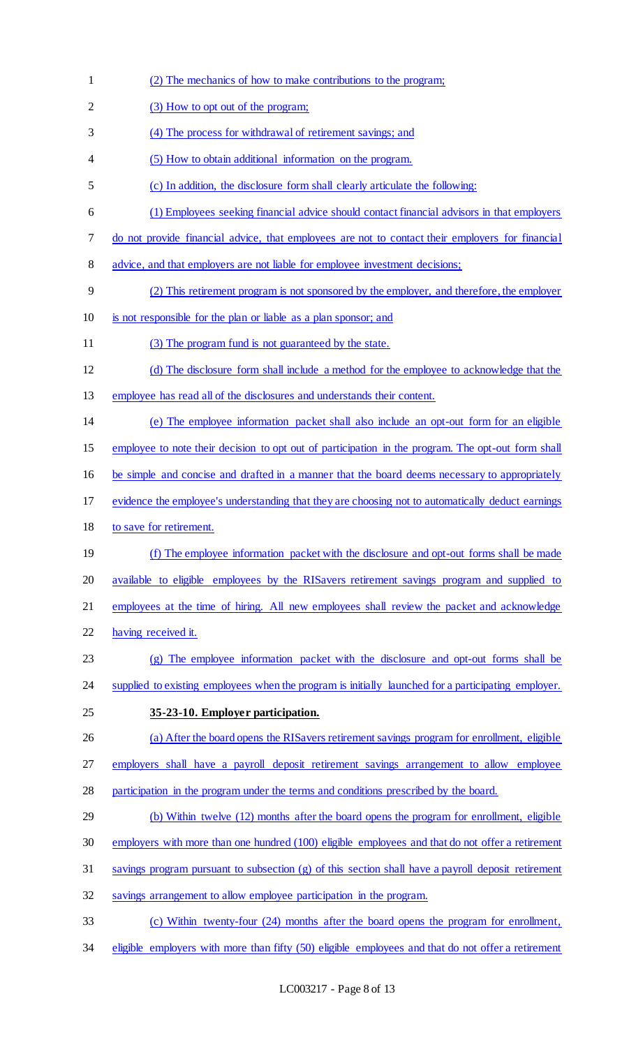(2) The mechanics of how to make contributions to the program;

(3) How to opt out of the program;

(4) The process for withdrawal of retirement savings; and

(5) How to obtain additional information on the program.

(c) In addition, the disclosure form shall clearly articulate the following:

(1) Employees seeking financial advice should contact financial advisors in that employers do not provide financial advice, that employees are not to contact their employers for financial advice, and that employers are not liable for employee investment decisions;

(2) This retirement program is not sponsored by the employer, and therefore, the employer is not responsible for the plan or liable as a plan sponsor; and

(3) The program fund is not guaranteed by the state.

(d) The disclosure form shall include a method for the employee to acknowledge that the employee has read all of the disclosures and understands their content.

(e) The employee information packet shall also include an opt-out form for an eligible employee to note their decision to opt out of participation in the program. The opt-out form shall be simple and concise and drafted in a manner that the board deems necessary to appropriately evidence the employee's understanding that they are choosing not to automatically deduct earnings to save for retirement.

(f) The employee information packet with the disclosure and opt-out forms shall be made available to eligible employees by the RISavers retirement savings program and supplied to employees at the time of hiring. All new employees shall review the packet and acknowledge having received it.

(g) The employee information packet with the disclosure and opt-out forms shall be supplied to existing employees when the program is initially launched for a participating employer.

**35-23-10. Employer participation.**

(a) After the board opens the RISavers retirement savings program for enrollment, eligible employers shall have a payroll deposit retirement savings arrangement to allow employee participation in the program under the terms and conditions prescribed by the board.

(b) Within twelve (12) months after the board opens the program for enrollment, eligible employers with more than one hundred (100) eligible employees and that do not offer a retirement savings program pursuant to subsection (g) of this section shall have a payroll deposit retirement savings arrangement to allow employee participation in the program.

(c) Within twenty-four (24) months after the board opens the program for enrollment, eligible employers with more than fifty (50) eligible employees and that do not offer a retirement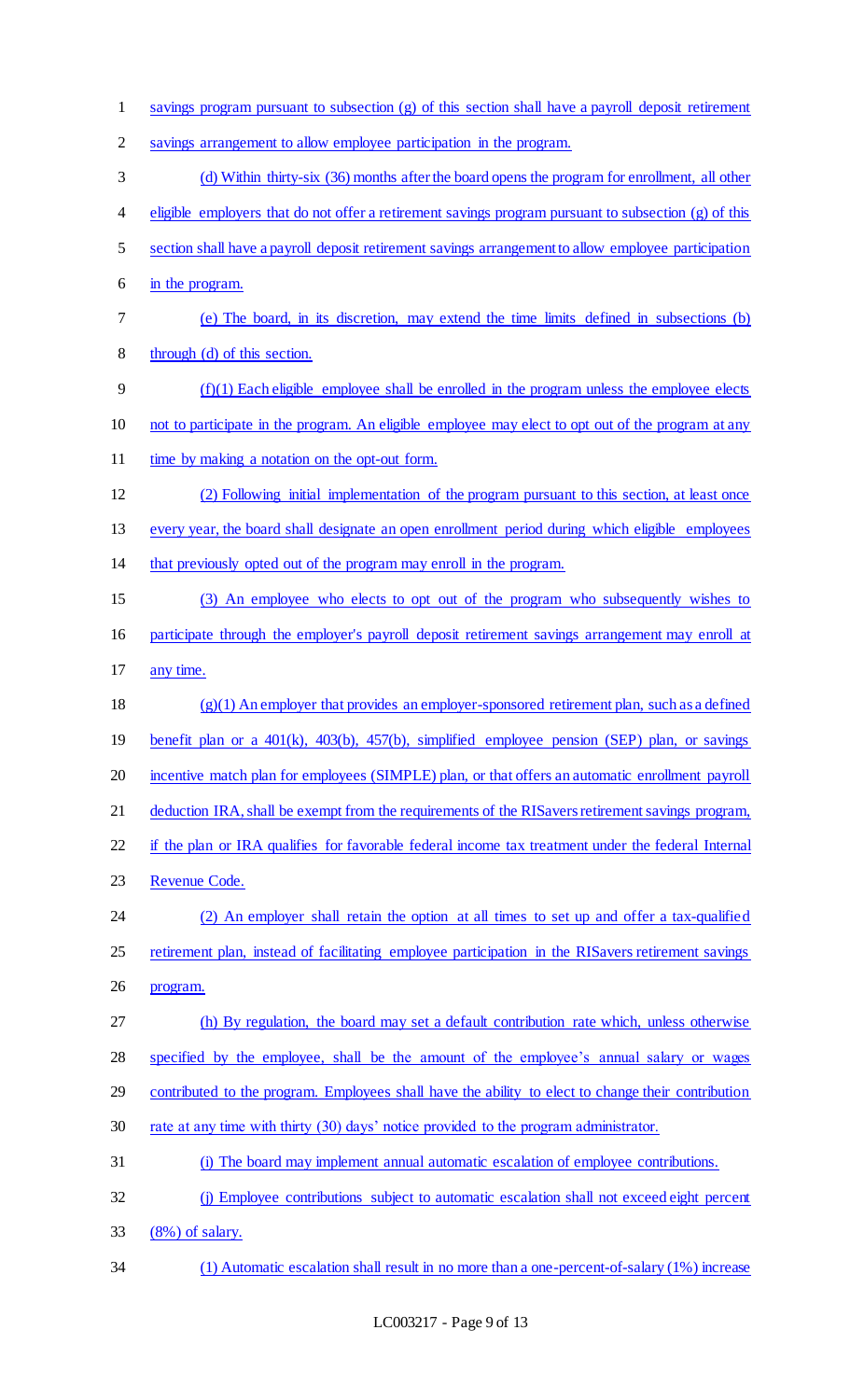savings program pursuant to subsection (g) of this section shall have a payroll deposit retirement savings arrangement to allow employee participation in the program.

(d) Within thirty-six (36) months after the board opens the program for enrollment, all other eligible employers that do not offer a retirement savings program pursuant to subsection (g) of this section shall have a payroll deposit retirement savings arrangement to allow employee participation in the program.

(e) The board, in its discretion, may extend the time limits defined in subsections (b) through (d) of this section.

(f)(1) Each eligible employee shall be enrolled in the program unless the employee elects not to participate in the program. An eligible employee may elect to opt out of the program at any time by making a notation on the opt-out form.

(2) Following initial implementation of the program pursuant to this section, at least once every year, the board shall designate an open enrollment period during which eligible employees that previously opted out of the program may enroll in the program.

(3) An employee who elects to opt out of the program who subsequently wishes to participate through the employer's payroll deposit retirement savings arrangement may enroll at any time.

(g)(1) An employer that provides an employer-sponsored retirement plan, such as a defined benefit plan or a 401(k), 403(b), 457(b), simplified employee pension (SEP) plan, or savings incentive match plan for employees (SIMPLE) plan, or that offers an automatic enrollment payroll deduction IRA, shall be exempt from the requirements of the RISavers retirement savings program, if the plan or IRA qualifies for favorable federal income tax treatment under the federal Internal Revenue Code.

(2) An employer shall retain the option at all times to set up and offer a tax-qualified retirement plan, instead of facilitating employee participation in the RISavers retirement savings program.

(h) By regulation, the board may set a default contribution rate which, unless otherwise specified by the employee, shall be the amount of the employee's annual salary or wages contributed to the program. Employees shall have the ability to elect to change their contribution rate at any time with thirty (30) days' notice provided to the program administrator.

(i) The board may implement annual automatic escalation of employee contributions.

(j) Employee contributions subject to automatic escalation shall not exceed eight percent (8%) of salary.

(1) Automatic escalation shall result in no more than a one-percent-of-salary (1%) increase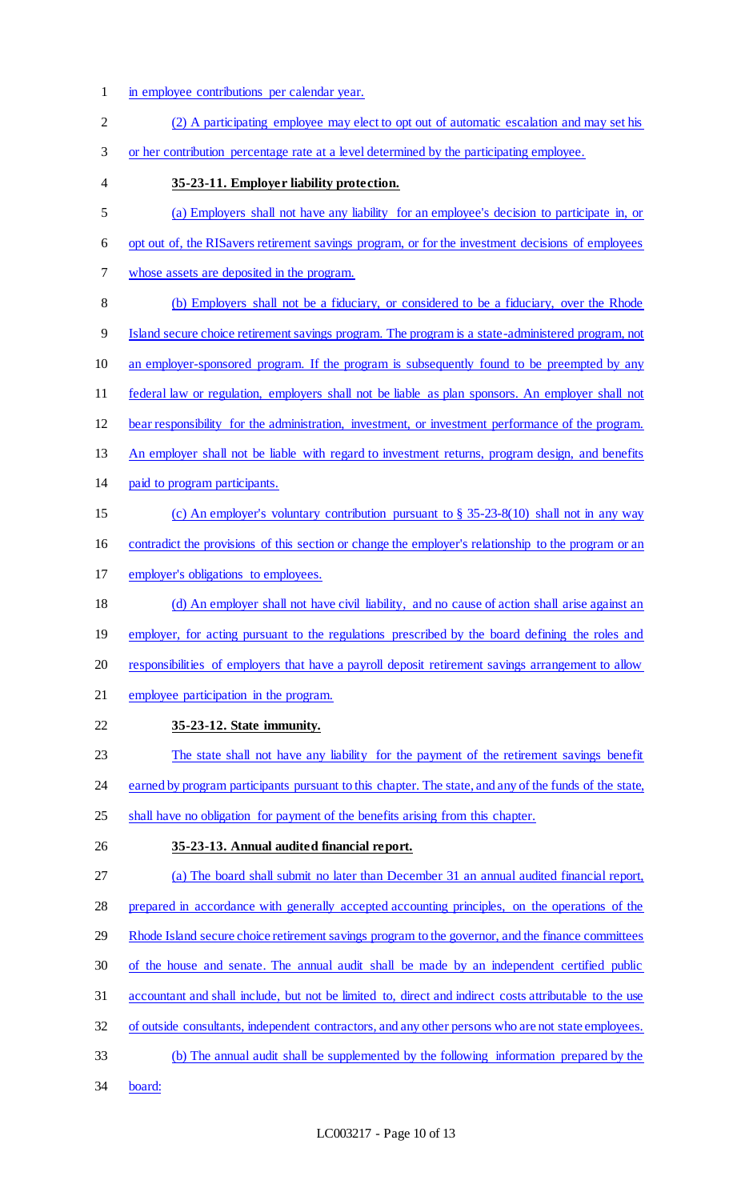in employee contributions per calendar year.

(2) A participating employee may elect to opt out of automatic escalation and may set his or her contribution percentage rate at a level determined by the participating employee.

**35-23-11. Employer liability protection.**

(a) Employers shall not have any liability for an employee's decision to participate in, or opt out of, the RISavers retirement savings program, or for the investment decisions of employees whose assets are deposited in the program.

(b) Employers shall not be a fiduciary, or considered to be a fiduciary, over the Rhode Island secure choice retirement savings program. The program is a state-administered program, not an employer-sponsored program. If the program is subsequently found to be preempted by any federal law or regulation, employers shall not be liable as plan sponsors. An employer shall not bear responsibility for the administration, investment, or investment performance of the program. An employer shall not be liable with regard to investment returns, program design, and benefits paid to program participants.

(c) An employer's voluntary contribution pursuant to § 35-23-8(10) shall not in any way contradict the provisions of this section or change the employer's relationship to the program or an employer's obligations to employees.

(d) An employer shall not have civil liability, and no cause of action shall arise against an employer, for acting pursuant to the regulations prescribed by the board defining the roles and responsibilities of employers that have a payroll deposit retirement savings arrangement to allow employee participation in the program.

**35-23-12. State immunity.**

The state shall not have any liability for the payment of the retirement savings benefit earned by program participants pursuant to this chapter. The state, and any of the funds of the state, shall have no obligation for payment of the benefits arising from this chapter.

**35-23-13. Annual audited financial report.**

(a) The board shall submit no later than December 31 an annual audited financial report, prepared in accordance with generally accepted accounting principles, on the operations of the Rhode Island secure choice retirement savings program to the governor, and the finance committees of the house and senate. The annual audit shall be made by an independent certified public accountant and shall include, but not be limited to, direct and indirect costs attributable to the use of outside consultants, independent contractors, and any other persons who are not state employees.

(b) The annual audit shall be supplemented by the following information prepared by the board: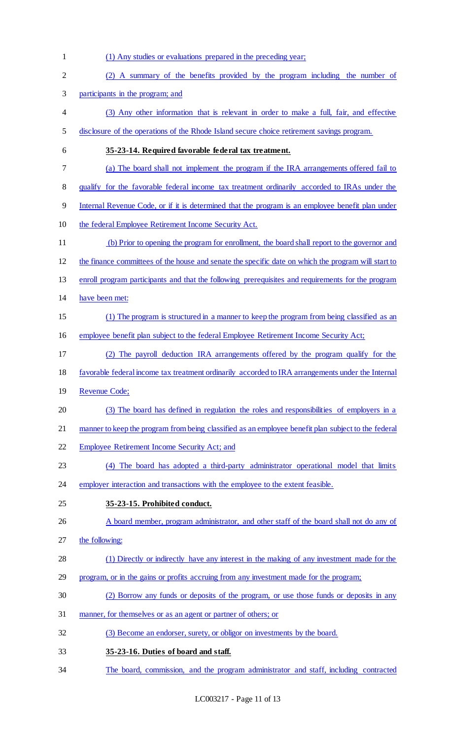(1) Any studies or evaluations prepared in the preceding year;

(2) A summary of the benefits provided by the program including the number of participants in the program; and

(3) Any other information that is relevant in order to make a full, fair, and effective disclosure of the operations of the Rhode Island secure choice retirement savings program.

**35-23-14. Required favorable federal tax treatment.**

(a) The board shall not implement the program if the IRA arrangements offered fail to qualify for the favorable federal income tax treatment ordinarily accorded to IRAs under the Internal Revenue Code, or if it is determined that the program is an employee benefit plan under the federal Employee Retirement Income Security Act.

(b) Prior to opening the program for enrollment, the board shall report to the governor and the finance committees of the house and senate the specific date on which the program will start to enroll program participants and that the following prerequisites and requirements for the program have been met:

(1) The program is structured in a manner to keep the program from being classified as an employee benefit plan subject to the federal Employee Retirement Income Security Act;

(2) The payroll deduction IRA arrangements offered by the program qualify for the favorable federal income tax treatment ordinarily accorded to IRA arrangements under the Internal Revenue Code;

(3) The board has defined in regulation the roles and responsibilities of employers in a manner to keep the program from being classified as an employee benefit plan subject to the federal Employee Retirement Income Security Act; and

(4) The board has adopted a third-party administrator operational model that limits employer interaction and transactions with the employee to the extent feasible.

**35-23-15. Prohibited conduct.**

A board member, program administrator, and other staff of the board shall not do any of the following:

(1) Directly or indirectly have any interest in the making of any investment made for the program, or in the gains or profits accruing from any investment made for the program;

(2) Borrow any funds or deposits of the program, or use those funds or deposits in any manner, for themselves or as an agent or partner of others; or

(3) Become an endorser, surety, or obligor on investments by the board.

**35-23-16. Duties of board and staff.**

The board, commission, and the program administrator and staff, including contracted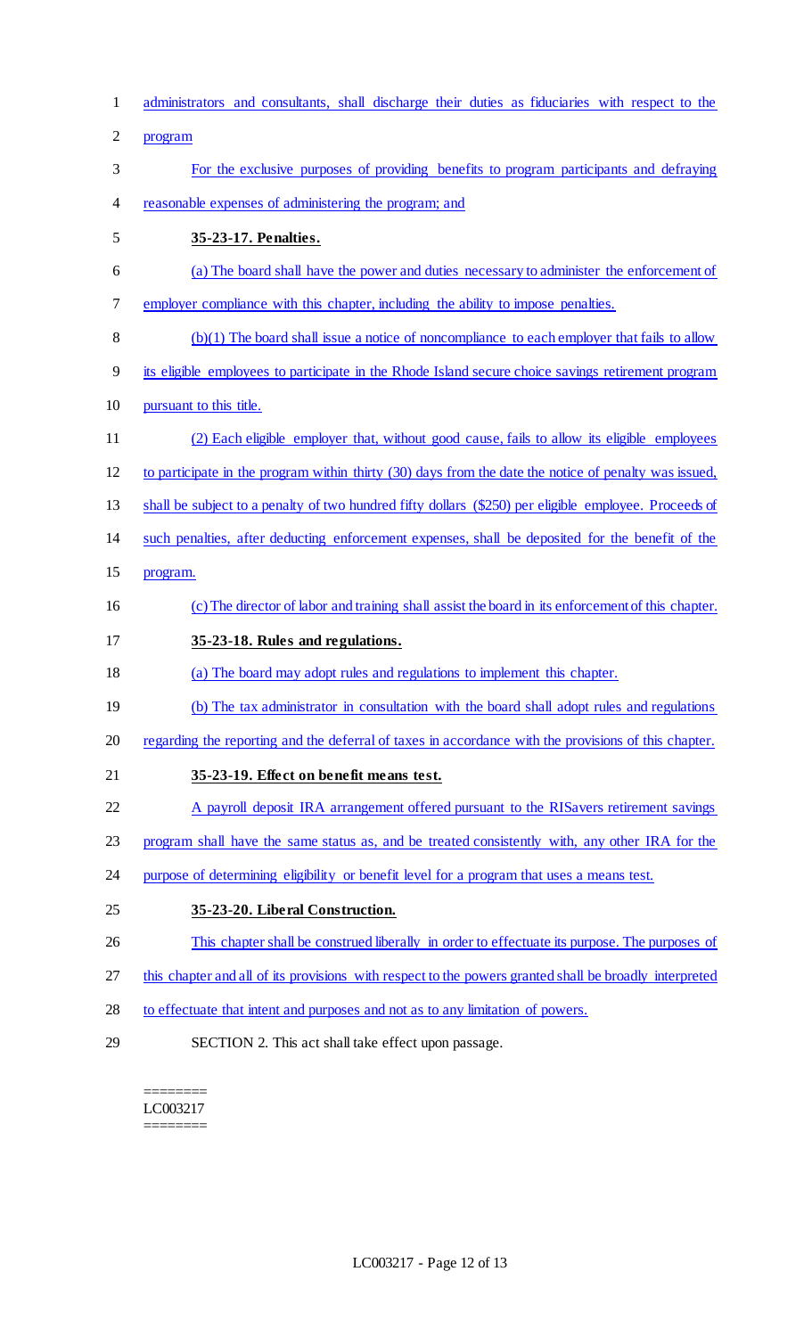administrators and consultants, shall discharge their duties as fiduciaries with respect to the program

For the exclusive purposes of providing benefits to program participants and defraying reasonable expenses of administering the program; and

**35-23-17. Penalties.**

(a) The board shall have the power and duties necessary to administer the enforcement of employer compliance with this chapter, including the ability to impose penalties.

(b)(1) The board shall issue a notice of noncompliance to each employer that fails to allow its eligible employees to participate in the Rhode Island secure choice savings retirement program pursuant to this title.

(2) Each eligible employer that, without good cause, fails to allow its eligible employees to participate in the program within thirty (30) days from the date the notice of penalty was issued, shall be subject to a penalty of two hundred fifty dollars ($250) per eligible employee. Proceeds of such penalties, after deducting enforcement expenses, shall be deposited for the benefit of the program.

(c) The director of labor and training shall assist the board in its enforcement of this chapter.

**35-23-18. Rules and regulations.**

(a) The board may adopt rules and regulations to implement this chapter.

(b) The tax administrator in consultation with the board shall adopt rules and regulations regarding the reporting and the deferral of taxes in accordance with the provisions of this chapter.

**35-23-19. Effect on benefit means test.**

A payroll deposit IRA arrangement offered pursuant to the RISavers retirement savings program shall have the same status as, and be treated consistently with, any other IRA for the purpose of determining eligibility or benefit level for a program that uses a means test.

**35-23-20. Liberal Construction.**

This chapter shall be construed liberally in order to effectuate its purpose. The purposes of this chapter and all of its provisions with respect to the powers granted shall be broadly interpreted to effectuate that intent and purposes and not as to any limitation of powers.

SECTION 2. This act shall take effect upon passage.

========
LC003217
========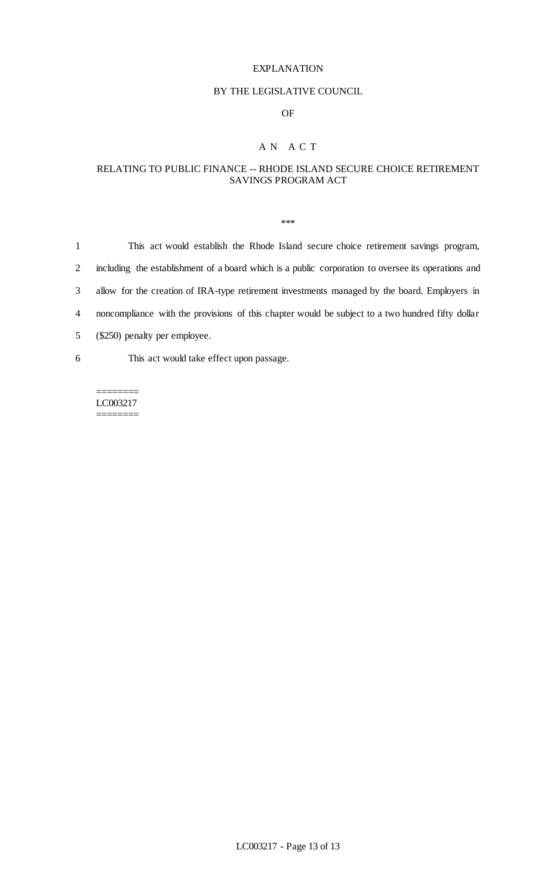EXPLANATION

BY THE LEGISLATIVE COUNCIL

OF

A N A C T

RELATING TO PUBLIC FINANCE -- RHODE ISLAND SECURE CHOICE RETIREMENT SAVINGS PROGRAM ACT

\*\*\*

This act would establish the Rhode Island secure choice retirement savings program, including the establishment of a board which is a public corporation to oversee its operations and allow for the creation of IRA-type retirement investments managed by the board. Employers in noncompliance with the provisions of this chapter would be subject to a two hundred fifty dollar ($250) penalty per employee.

This act would take effect upon passage.

========
LC003217
========